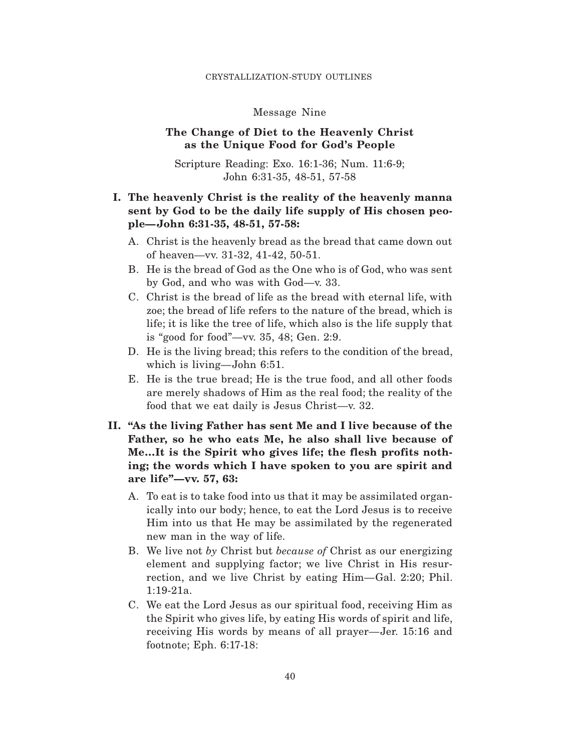Message Nine

# The Change of Diet to the Heavenly Christ as the Unique Food for God's People

Scripture Reading: Exo. 16:1-36; Num. 11:6-9; John 6:31-35, 48-51, 57-58

**I. The heavenly Christ is the reality of the heavenly manna sent by God to be the daily life supply of His chosen people—John 6:31-35, 48-51, 57-58:**

A. Christ is the heavenly bread as the bread that came down out of heaven—vv. 31-32, 41-42, 50-51.

B. He is the bread of God as the One who is of God, who was sent by God, and who was with God—v. 33.

C. Christ is the bread of life as the bread with eternal life, with zoe; the bread of life refers to the nature of the bread, which is life; it is like the tree of life, which also is the life supply that is "good for food"—vv. 35, 48; Gen. 2:9.

D. He is the living bread; this refers to the condition of the bread, which is living—John 6:51.

E. He is the true bread; He is the true food, and all other foods are merely shadows of Him as the real food; the reality of the food that we eat daily is Jesus Christ—v. 32.

**II. "As the living Father has sent Me and I live because of the Father, so he who eats Me, he also shall live because of Me...It is the Spirit who gives life; the flesh profits nothing; the words which I have spoken to you are spirit and are life"—vv. 57, 63:**

A. To eat is to take food into us that it may be assimilated organically into our body; hence, to eat the Lord Jesus is to receive Him into us that He may be assimilated by the regenerated new man in the way of life.

B. We live not *by* Christ but *because of* Christ as our energizing element and supplying factor; we live Christ in His resurrection, and we live Christ by eating Him—Gal. 2:20; Phil. 1:19-21a.

C. We eat the Lord Jesus as our spiritual food, receiving Him as the Spirit who gives life, by eating His words of spirit and life, receiving His words by means of all prayer—Jer. 15:16 and footnote; Eph. 6:17-18: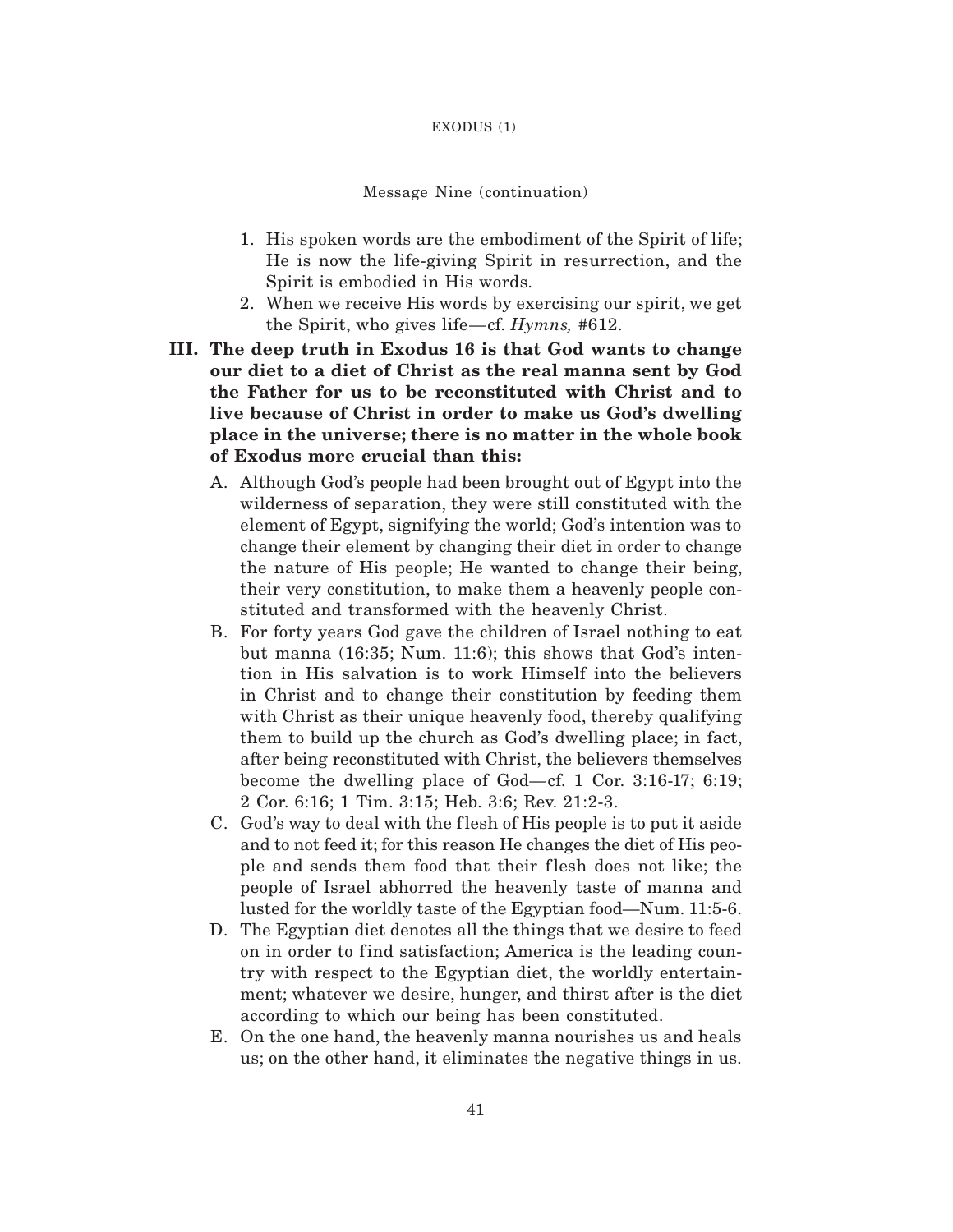Message Nine (continuation)

1. His spoken words are the embodiment of the Spirit of life; He is now the life-giving Spirit in resurrection, and the Spirit is embodied in His words.
2. When we receive His words by exercising our spirit, we get the Spirit, who gives life—cf. *Hymns,* #612.

**III. The deep truth in Exodus 16 is that God wants to change our diet to a diet of Christ as the real manna sent by God the Father for us to be reconstituted with Christ and to live because of Christ in order to make us God's dwelling place in the universe; there is no matter in the whole book of Exodus more crucial than this:**

A. Although God's people had been brought out of Egypt into the wilderness of separation, they were still constituted with the element of Egypt, signifying the world; God's intention was to change their element by changing their diet in order to change the nature of His people; He wanted to change their being, their very constitution, to make them a heavenly people constituted and transformed with the heavenly Christ.

B. For forty years God gave the children of Israel nothing to eat but manna (16:35; Num. 11:6); this shows that God's intention in His salvation is to work Himself into the believers in Christ and to change their constitution by feeding them with Christ as their unique heavenly food, thereby qualifying them to build up the church as God's dwelling place; in fact, after being reconstituted with Christ, the believers themselves become the dwelling place of God—cf. 1 Cor. 3:16-17; 6:19; 2 Cor. 6:16; 1 Tim. 3:15; Heb. 3:6; Rev. 21:2-3.

C. God's way to deal with the flesh of His people is to put it aside and to not feed it; for this reason He changes the diet of His people and sends them food that their flesh does not like; the people of Israel abhorred the heavenly taste of manna and lusted for the worldly taste of the Egyptian food—Num. 11:5-6.

D. The Egyptian diet denotes all the things that we desire to feed on in order to find satisfaction; America is the leading country with respect to the Egyptian diet, the worldly entertainment; whatever we desire, hunger, and thirst after is the diet according to which our being has been constituted.

E. On the one hand, the heavenly manna nourishes us and heals us; on the other hand, it eliminates the negative things in us.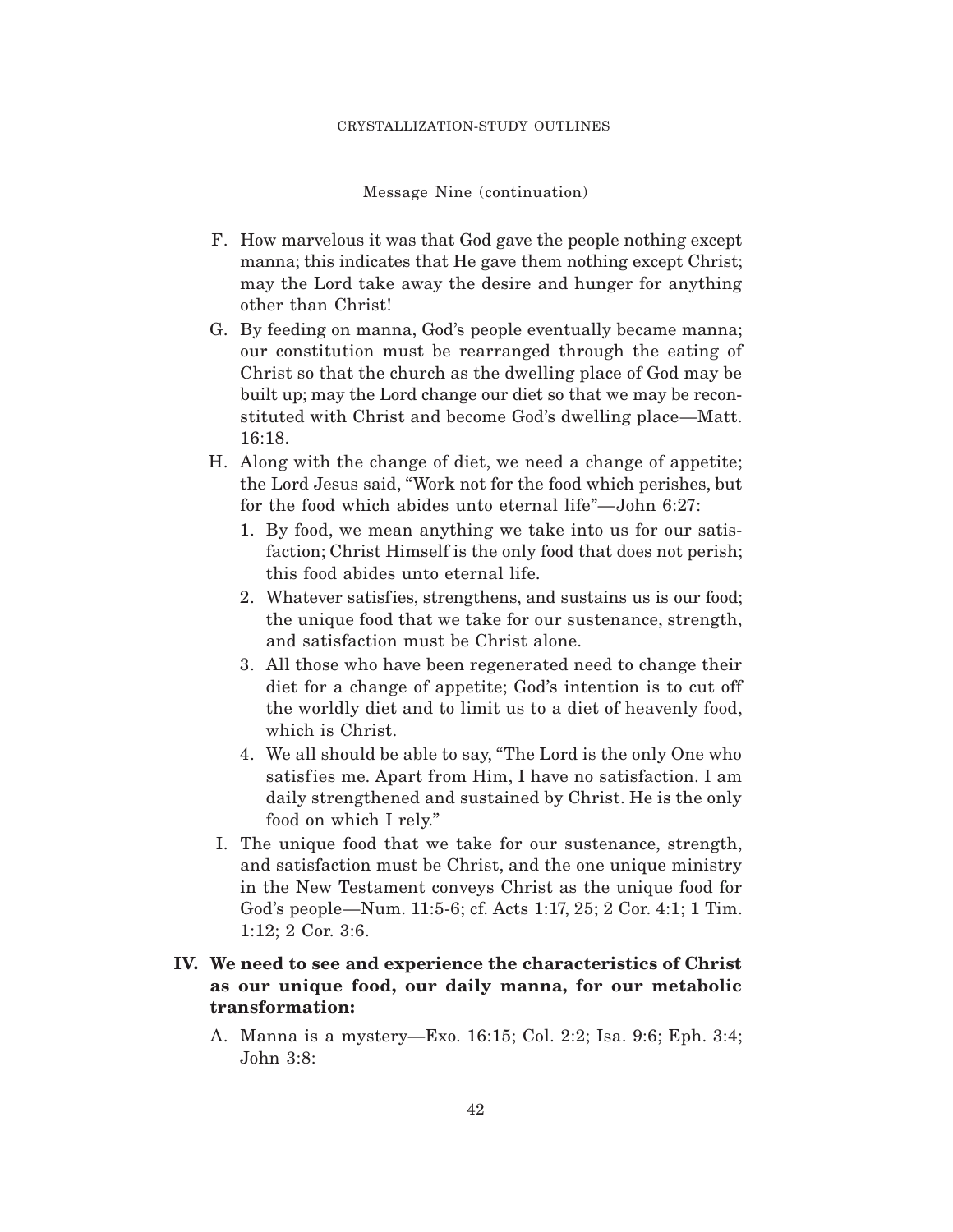Message Nine (continuation)

F. How marvelous it was that God gave the people nothing except manna; this indicates that He gave them nothing except Christ; may the Lord take away the desire and hunger for anything other than Christ!

G. By feeding on manna, God's people eventually became manna; our constitution must be rearranged through the eating of Christ so that the church as the dwelling place of God may be built up; may the Lord change our diet so that we may be reconstituted with Christ and become God's dwelling place—Matt. 16:18.

H. Along with the change of diet, we need a change of appetite; the Lord Jesus said, "Work not for the food which perishes, but for the food which abides unto eternal life"—John 6:27:

   1. By food, we mean anything we take into us for our satisfaction; Christ Himself is the only food that does not perish; this food abides unto eternal life.
   2. Whatever satisfies, strengthens, and sustains us is our food; the unique food that we take for our sustenance, strength, and satisfaction must be Christ alone.
   3. All those who have been regenerated need to change their diet for a change of appetite; God's intention is to cut off the worldly diet and to limit us to a diet of heavenly food, which is Christ.
   4. We all should be able to say, "The Lord is the only One who satisfies me. Apart from Him, I have no satisfaction. I am daily strengthened and sustained by Christ. He is the only food on which I rely."

I. The unique food that we take for our sustenance, strength, and satisfaction must be Christ, and the one unique ministry in the New Testament conveys Christ as the unique food for God's people—Num. 11:5-6; cf. Acts 1:17, 25; 2 Cor. 4:1; 1 Tim. 1:12; 2 Cor. 3:6.

## IV. We need to see and experience the characteristics of Christ as our unique food, our daily manna, for our metabolic transformation:

A. Manna is a mystery—Exo. 16:15; Col. 2:2; Isa. 9:6; Eph. 3:4; John 3:8: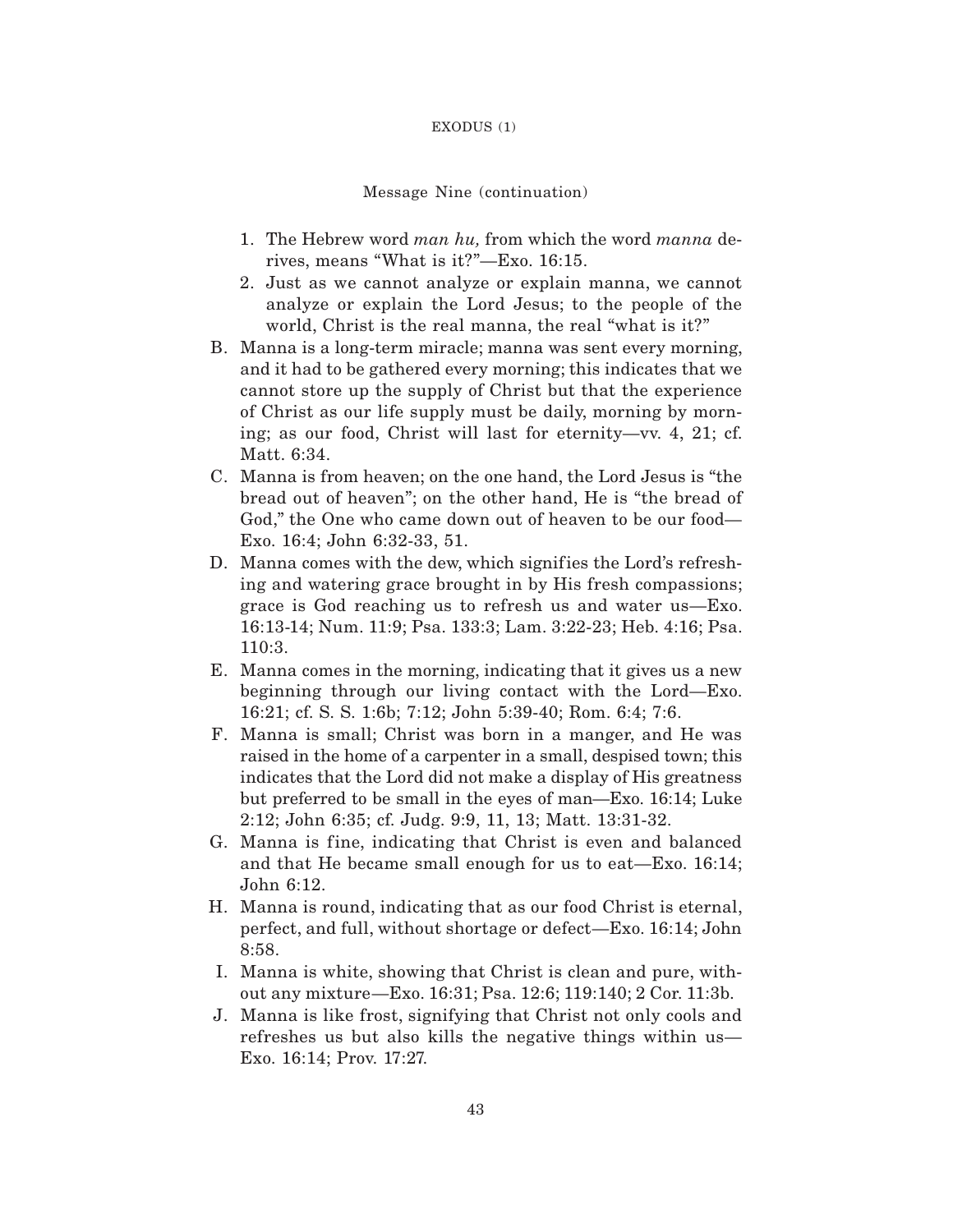Message Nine (continuation)

1. The Hebrew word *man hu,* from which the word *manna* derives, means "What is it?"—Exo. 16:15.
2. Just as we cannot analyze or explain manna, we cannot analyze or explain the Lord Jesus; to the people of the world, Christ is the real manna, the real "what is it?"

B. Manna is a long-term miracle; manna was sent every morning, and it had to be gathered every morning; this indicates that we cannot store up the supply of Christ but that the experience of Christ as our life supply must be daily, morning by morning; as our food, Christ will last for eternity—vv. 4, 21; cf. Matt. 6:34.

C. Manna is from heaven; on the one hand, the Lord Jesus is "the bread out of heaven"; on the other hand, He is "the bread of God," the One who came down out of heaven to be our food—Exo. 16:4; John 6:32-33, 51.

D. Manna comes with the dew, which signifies the Lord's refreshing and watering grace brought in by His fresh compassions; grace is God reaching us to refresh us and water us—Exo. 16:13-14; Num. 11:9; Psa. 133:3; Lam. 3:22-23; Heb. 4:16; Psa. 110:3.

E. Manna comes in the morning, indicating that it gives us a new beginning through our living contact with the Lord—Exo. 16:21; cf. S. S. 1:6b; 7:12; John 5:39-40; Rom. 6:4; 7:6.

F. Manna is small; Christ was born in a manger, and He was raised in the home of a carpenter in a small, despised town; this indicates that the Lord did not make a display of His greatness but preferred to be small in the eyes of man—Exo. 16:14; Luke 2:12; John 6:35; cf. Judg. 9:9, 11, 13; Matt. 13:31-32.

G. Manna is fine, indicating that Christ is even and balanced and that He became small enough for us to eat—Exo. 16:14; John 6:12.

H. Manna is round, indicating that as our food Christ is eternal, perfect, and full, without shortage or defect—Exo. 16:14; John 8:58.

I. Manna is white, showing that Christ is clean and pure, without any mixture—Exo. 16:31; Psa. 12:6; 119:140; 2 Cor. 11:3b.

J. Manna is like frost, signifying that Christ not only cools and refreshes us but also kills the negative things within us—Exo. 16:14; Prov. 17:27.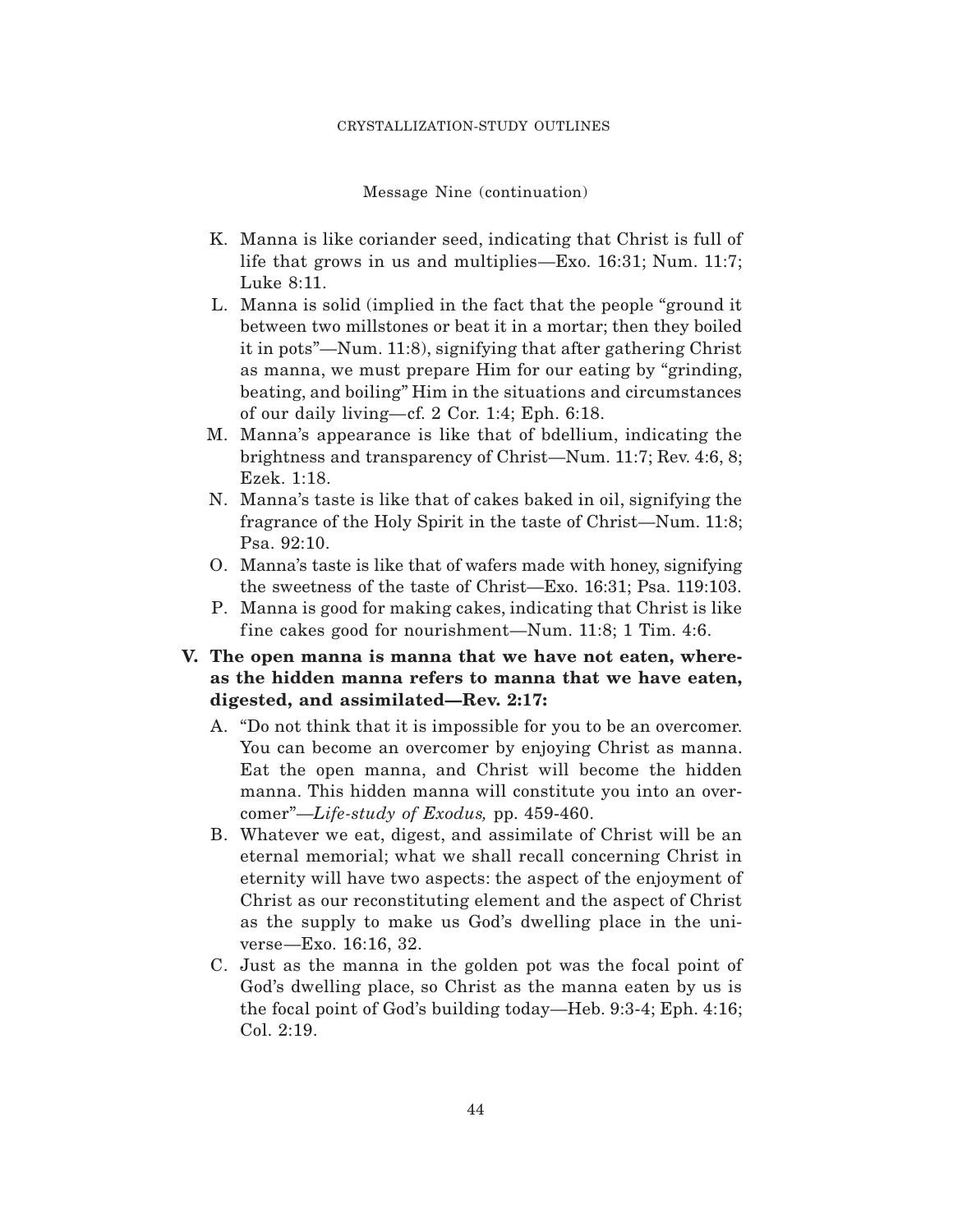Message Nine (continuation)

K. Manna is like coriander seed, indicating that Christ is full of life that grows in us and multiplies—Exo. 16:31; Num. 11:7; Luke 8:11.

L. Manna is solid (implied in the fact that the people "ground it between two millstones or beat it in a mortar; then they boiled it in pots"—Num. 11:8), signifying that after gathering Christ as manna, we must prepare Him for our eating by "grinding, beating, and boiling" Him in the situations and circumstances of our daily living—cf. 2 Cor. 1:4; Eph. 6:18.

M. Manna's appearance is like that of bdellium, indicating the brightness and transparency of Christ—Num. 11:7; Rev. 4:6, 8; Ezek. 1:18.

N. Manna's taste is like that of cakes baked in oil, signifying the fragrance of the Holy Spirit in the taste of Christ—Num. 11:8; Psa. 92:10.

O. Manna's taste is like that of wafers made with honey, signifying the sweetness of the taste of Christ—Exo. 16:31; Psa. 119:103.

P. Manna is good for making cakes, indicating that Christ is like fine cakes good for nourishment—Num. 11:8; 1 Tim. 4:6.

**V. The open manna is manna that we have not eaten, whereas the hidden manna refers to manna that we have eaten, digested, and assimilated—Rev. 2:17:**

A. "Do not think that it is impossible for you to be an overcomer. You can become an overcomer by enjoying Christ as manna. Eat the open manna, and Christ will become the hidden manna. This hidden manna will constitute you into an overcomer"—*Life-study of Exodus,* pp. 459-460.

B. Whatever we eat, digest, and assimilate of Christ will be an eternal memorial; what we shall recall concerning Christ in eternity will have two aspects: the aspect of the enjoyment of Christ as our reconstituting element and the aspect of Christ as the supply to make us God's dwelling place in the universe—Exo. 16:16, 32.

C. Just as the manna in the golden pot was the focal point of God's dwelling place, so Christ as the manna eaten by us is the focal point of God's building today—Heb. 9:3-4; Eph. 4:16; Col. 2:19.